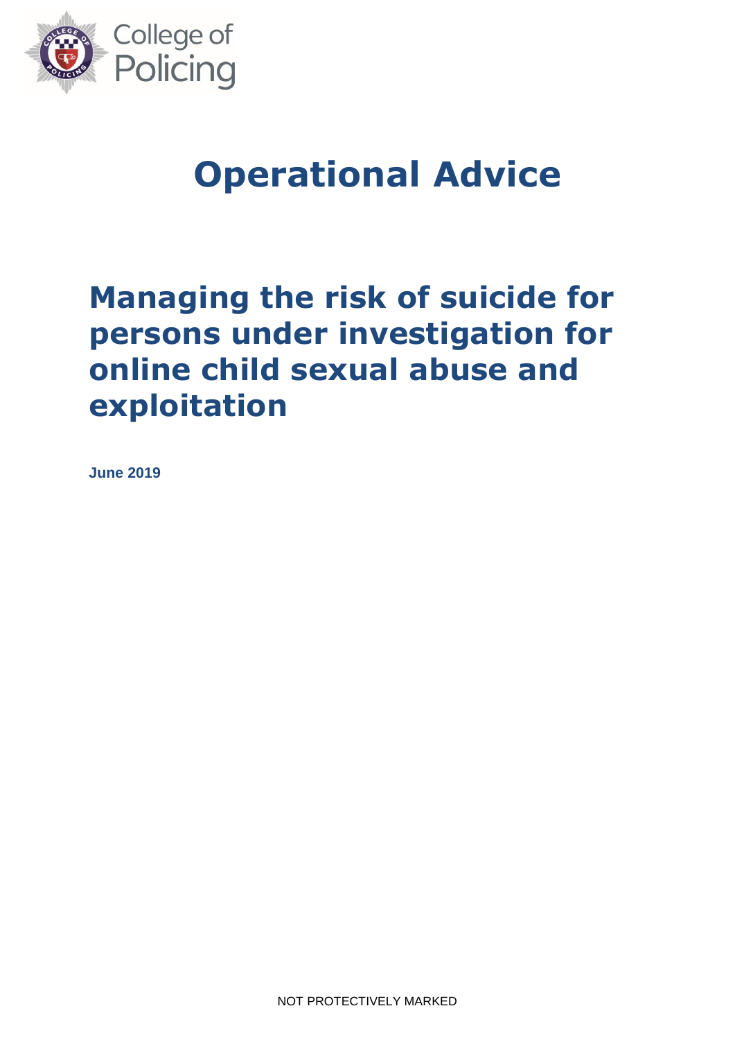College of Policing

# Operational Advice

## Managing the risk of suicide for persons under investigation for online child sexual abuse and exploitation

**June 2019**

NOT PROTECTIVELY MARKED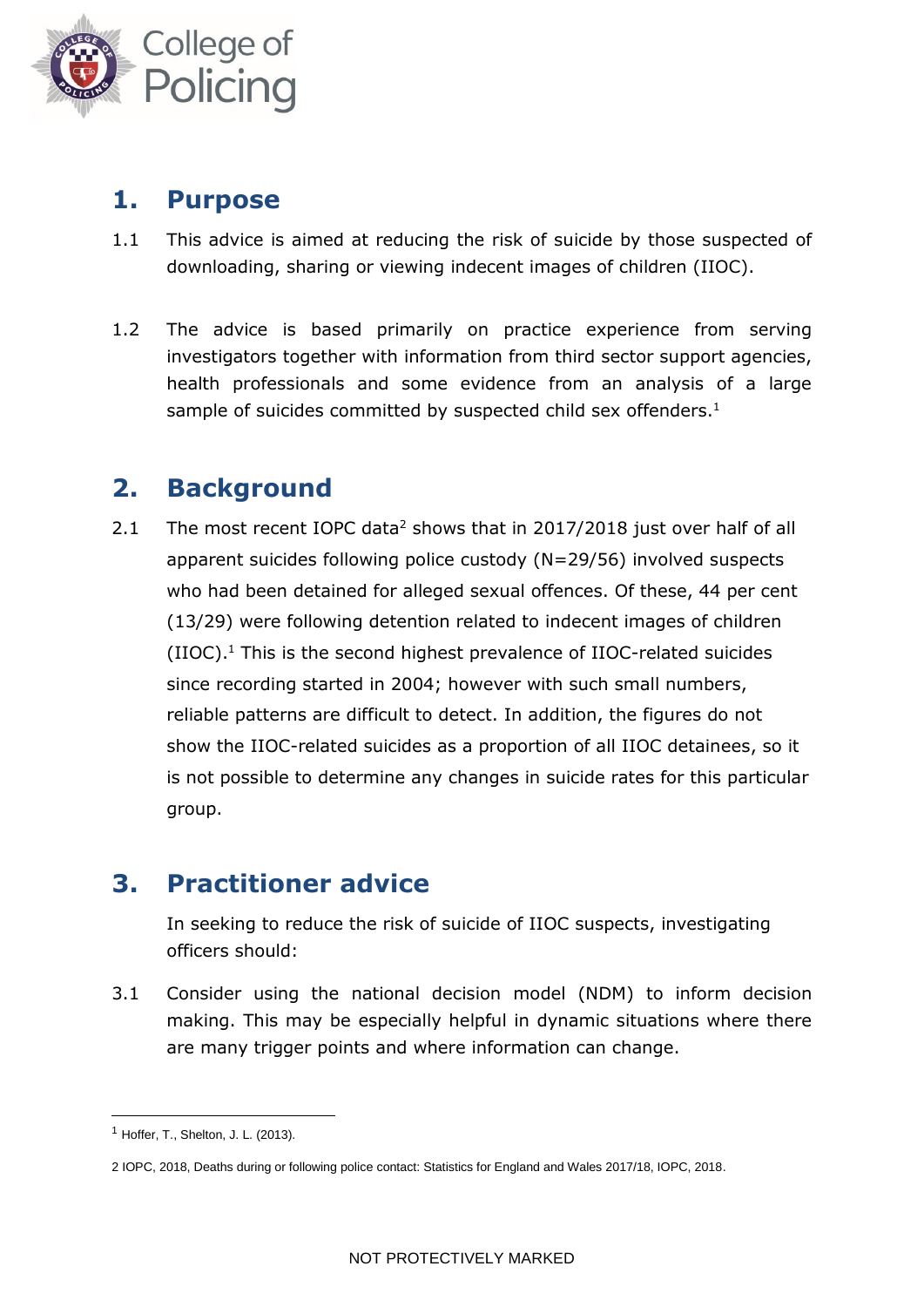## 1. Purpose

1.1 This advice is aimed at reducing the risk of suicide by those suspected of downloading, sharing or viewing indecent images of children (IIOC).

1.2 The advice is based primarily on practice experience from serving investigators together with information from third sector support agencies, health professionals and some evidence from an analysis of a large sample of suicides committed by suspected child sex offenders.[1]

## 2. Background

2.1 The most recent IOPC data[2] shows that in 2017/2018 just over half of all apparent suicides following police custody (N=29/56) involved suspects who had been detained for alleged sexual offences. Of these, 44 per cent (13/29) were following detention related to indecent images of children (IIOC).[1] This is the second highest prevalence of IIOC-related suicides since recording started in 2004; however with such small numbers, reliable patterns are difficult to detect. In addition, the figures do not show the IIOC-related suicides as a proportion of all IIOC detainees, so it is not possible to determine any changes in suicide rates for this particular group.

## 3. Practitioner advice

In seeking to reduce the risk of suicide of IIOC suspects, investigating officers should:

3.1 Consider using the national decision model (NDM) to inform decision making. This may be especially helpful in dynamic situations where there are many trigger points and where information can change.

---

[1] Hoffer, T., Shelton, J. L. (2013).

2 IOPC, 2018, Deaths during or following police contact: Statistics for England and Wales 2017/18, IOPC, 2018.

NOT PROTECTIVELY MARKED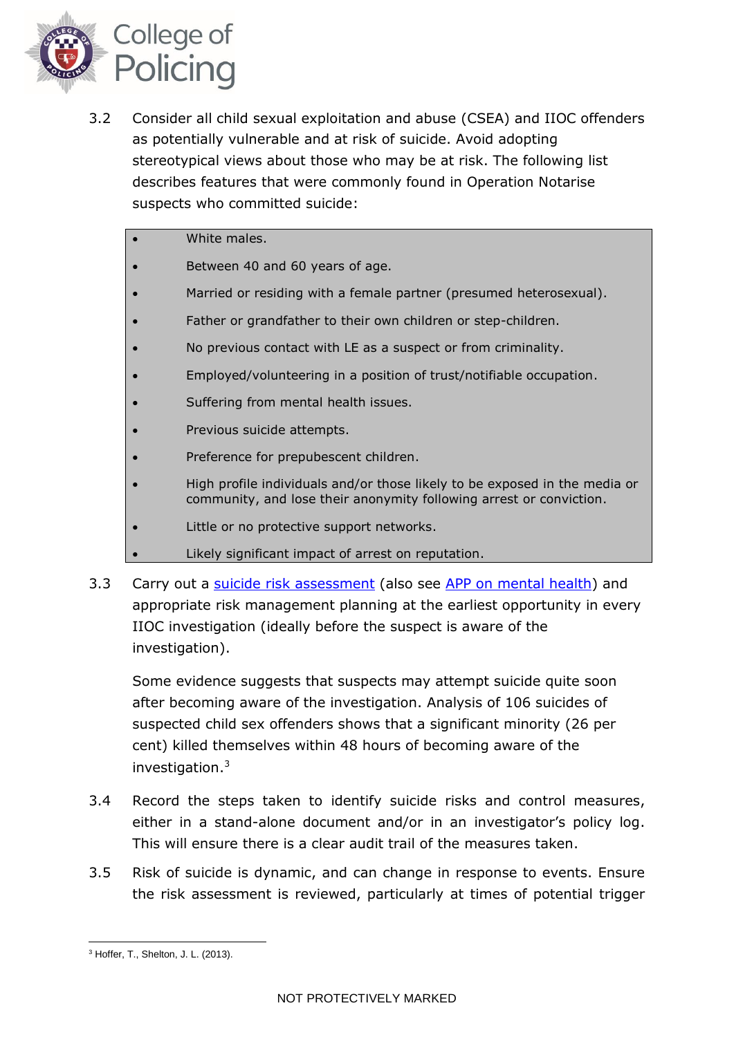3.2 Consider all child sexual exploitation and abuse (CSEA) and IIOC offenders as potentially vulnerable and at risk of suicide. Avoid adopting stereotypical views about those who may be at risk. The following list describes features that were commonly found in Operation Notarise suspects who committed suicide:

- White males.
- Between 40 and 60 years of age.
- Married or residing with a female partner (presumed heterosexual).
- Father or grandfather to their own children or step-children.
- No previous contact with LE as a suspect or from criminality.
- Employed/volunteering in a position of trust/notifiable occupation.
- Suffering from mental health issues.
- Previous suicide attempts.
- Preference for prepubescent children.
- High profile individuals and/or those likely to be exposed in the media or community, and lose their anonymity following arrest or conviction.
- Little or no protective support networks.
- Likely significant impact of arrest on reputation.

3.3 Carry out a [suicide risk assessment] (also see [APP on mental health]) and appropriate risk management planning at the earliest opportunity in every IIOC investigation (ideally before the suspect is aware of the investigation).

Some evidence suggests that suspects may attempt suicide quite soon after becoming aware of the investigation. Analysis of 106 suicides of suspected child sex offenders shows that a significant minority (26 per cent) killed themselves within 48 hours of becoming aware of the investigation.[3]

3.4 Record the steps taken to identify suicide risks and control measures, either in a stand-alone document and/or in an investigator's policy log. This will ensure there is a clear audit trail of the measures taken.

3.5 Risk of suicide is dynamic, and can change in response to events. Ensure the risk assessment is reviewed, particularly at times of potential trigger

[3] Hoffer, T., Shelton, J. L. (2013).

NOT PROTECTIVELY MARKED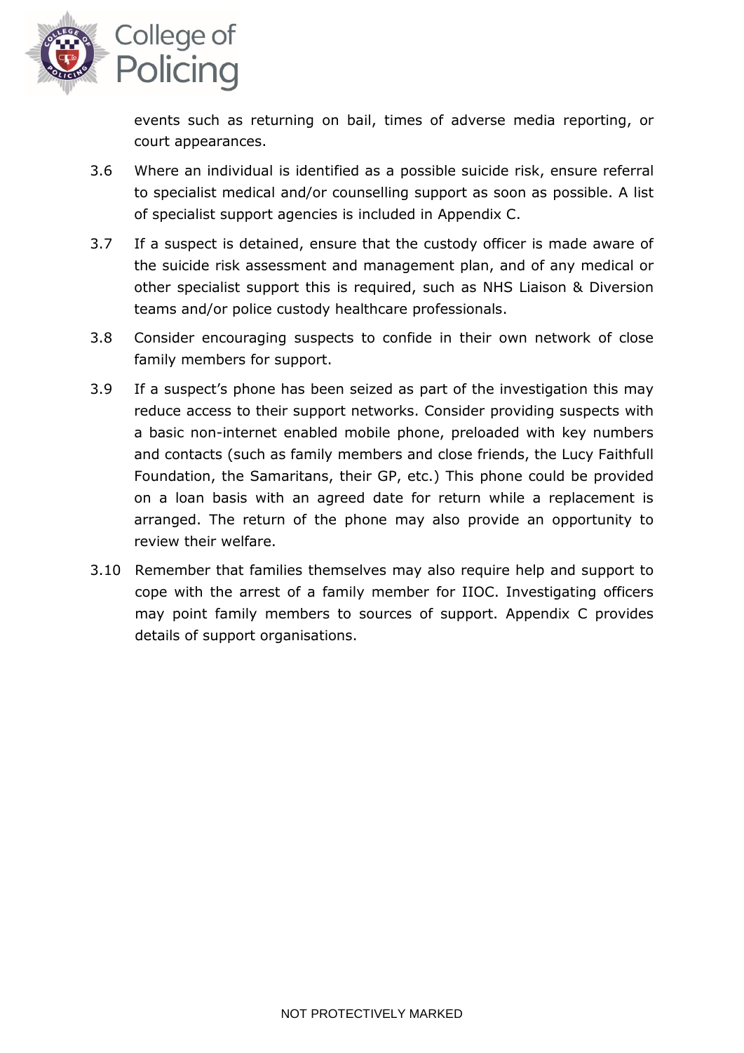events such as returning on bail, times of adverse media reporting, or court appearances.

3.6 Where an individual is identified as a possible suicide risk, ensure referral to specialist medical and/or counselling support as soon as possible. A list of specialist support agencies is included in Appendix C.

3.7 If a suspect is detained, ensure that the custody officer is made aware of the suicide risk assessment and management plan, and of any medical or other specialist support this is required, such as NHS Liaison & Diversion teams and/or police custody healthcare professionals.

3.8 Consider encouraging suspects to confide in their own network of close family members for support.

3.9 If a suspect's phone has been seized as part of the investigation this may reduce access to their support networks. Consider providing suspects with a basic non-internet enabled mobile phone, preloaded with key numbers and contacts (such as family members and close friends, the Lucy Faithfull Foundation, the Samaritans, their GP, etc.) This phone could be provided on a loan basis with an agreed date for return while a replacement is arranged. The return of the phone may also provide an opportunity to review their welfare.

3.10 Remember that families themselves may also require help and support to cope with the arrest of a family member for IIOC. Investigating officers may point family members to sources of support. Appendix C provides details of support organisations.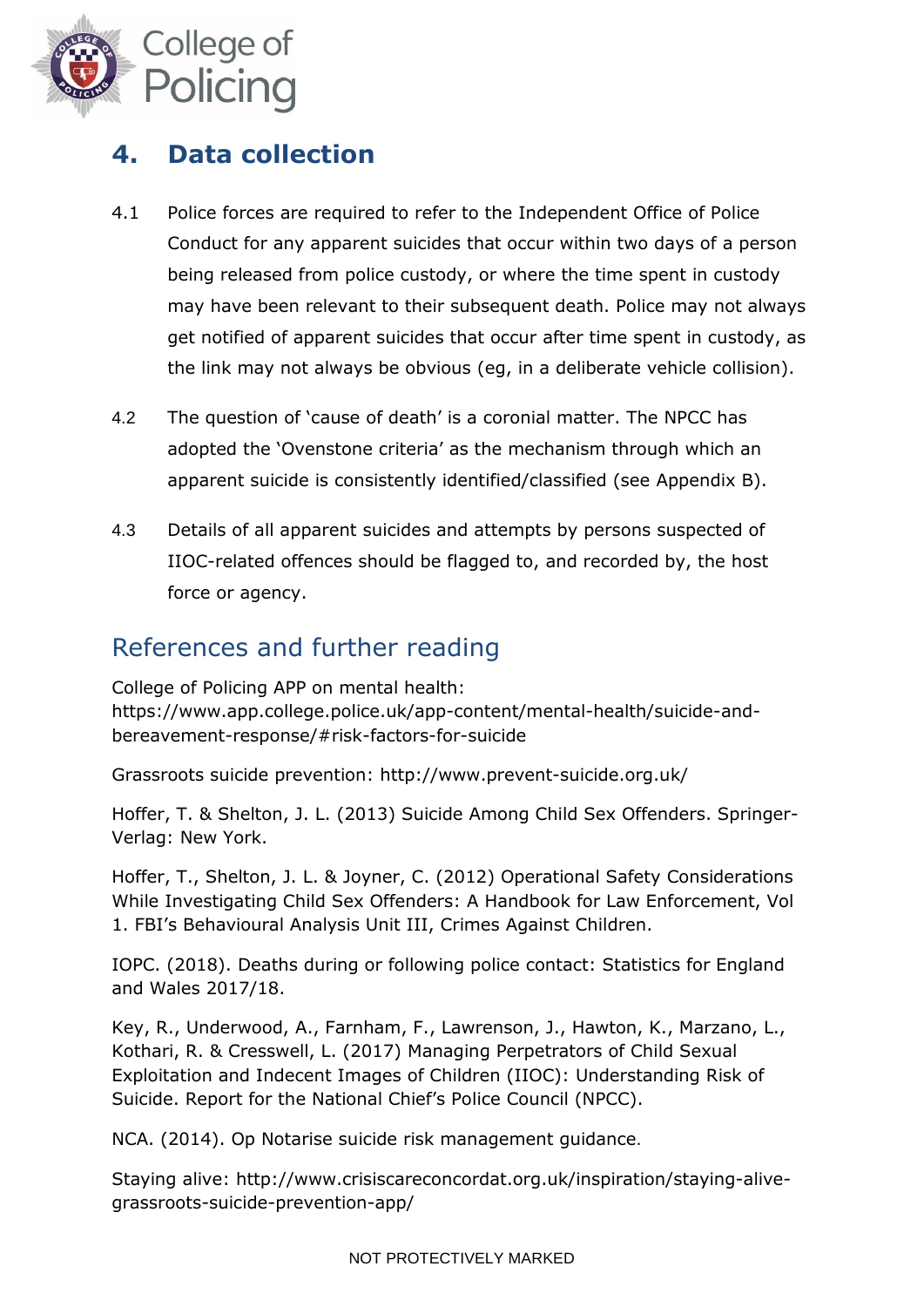## 4. Data collection

4.1 Police forces are required to refer to the Independent Office of Police Conduct for any apparent suicides that occur within two days of a person being released from police custody, or where the time spent in custody may have been relevant to their subsequent death. Police may not always get notified of apparent suicides that occur after time spent in custody, as the link may not always be obvious (eg, in a deliberate vehicle collision).

4.2 The question of 'cause of death' is a coronial matter. The NPCC has adopted the 'Ovenstone criteria' as the mechanism through which an apparent suicide is consistently identified/classified (see Appendix B).

4.3 Details of all apparent suicides and attempts by persons suspected of IIOC-related offences should be flagged to, and recorded by, the host force or agency.

## References and further reading

College of Policing APP on mental health: https://www.app.college.police.uk/app-content/mental-health/suicide-and-bereavement-response/#risk-factors-for-suicide

Grassroots suicide prevention: http://www.prevent-suicide.org.uk/

Hoffer, T. & Shelton, J. L. (2013) Suicide Among Child Sex Offenders. Springer-Verlag: New York.

Hoffer, T., Shelton, J. L. & Joyner, C. (2012) Operational Safety Considerations While Investigating Child Sex Offenders: A Handbook for Law Enforcement, Vol 1. FBI's Behavioural Analysis Unit III, Crimes Against Children.

IOPC. (2018). Deaths during or following police contact: Statistics for England and Wales 2017/18.

Key, R., Underwood, A., Farnham, F., Lawrenson, J., Hawton, K., Marzano, L., Kothari, R. & Cresswell, L. (2017) Managing Perpetrators of Child Sexual Exploitation and Indecent Images of Children (IIOC): Understanding Risk of Suicide. Report for the National Chief's Police Council (NPCC).

NCA. (2014). Op Notarise suicide risk management guidance.

Staying alive: http://www.crisiscareconcordat.org.uk/inspiration/staying-alive-grassroots-suicide-prevention-app/

NOT PROTECTIVELY MARKED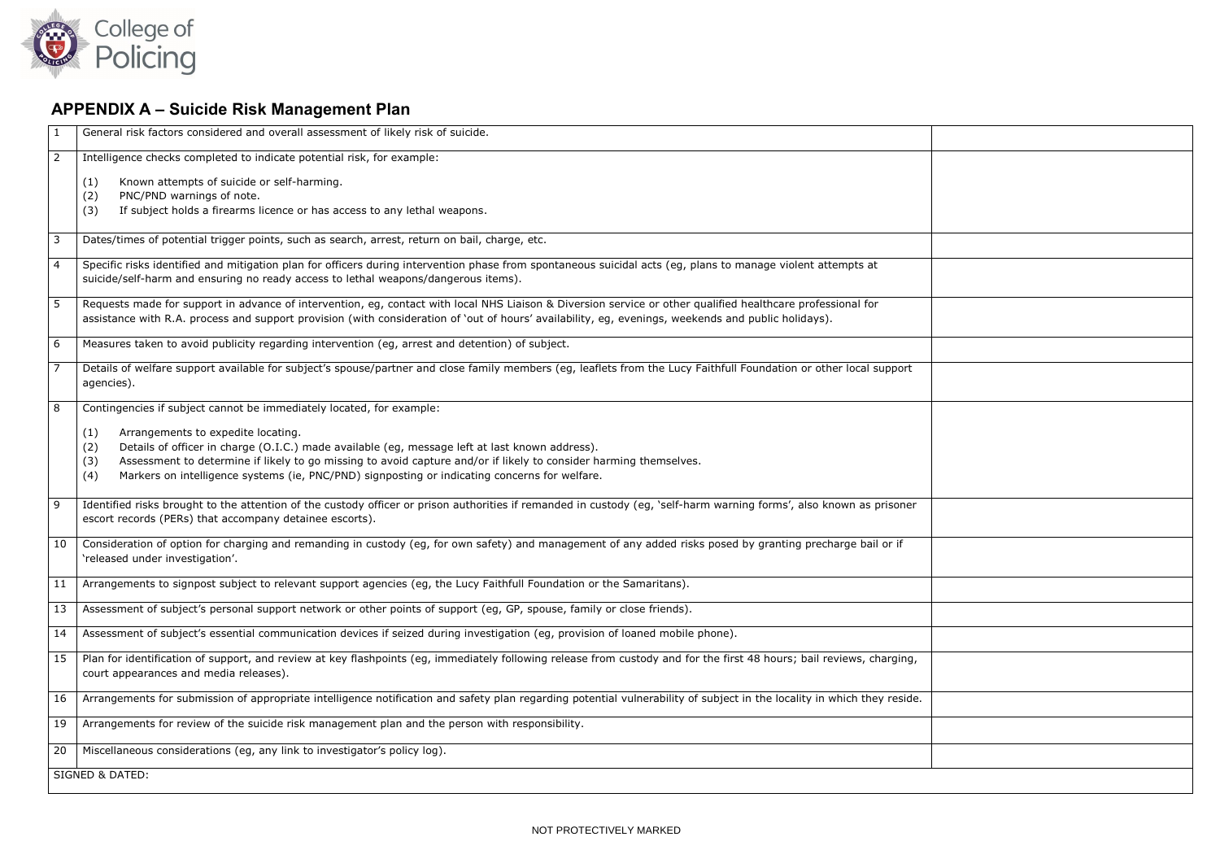## APPENDIX A – Suicide Risk Management Plan

| | | |
|---|---|---|
| 1 | General risk factors considered and overall assessment of likely risk of suicide. | |
| 2 | Intelligence checks completed to indicate potential risk, for example:<br><br>(1) Known attempts of suicide or self-harming.<br>(2) PNC/PND warnings of note.<br>(3) If subject holds a firearms licence or has access to any lethal weapons. | |
| 3 | Dates/times of potential trigger points, such as search, arrest, return on bail, charge, etc. | |
| 4 | Specific risks identified and mitigation plan for officers during intervention phase from spontaneous suicidal acts (eg, plans to manage violent attempts at suicide/self-harm and ensuring no ready access to lethal weapons/dangerous items). | |
| 5 | Requests made for support in advance of intervention, eg, contact with local NHS Liaison & Diversion service or other qualified healthcare professional for assistance with R.A. process and support provision (with consideration of 'out of hours' availability, eg, evenings, weekends and public holidays). | |
| 6 | Measures taken to avoid publicity regarding intervention (eg, arrest and detention) of subject. | |
| 7 | Details of welfare support available for subject's spouse/partner and close family members (eg, leaflets from the Lucy Faithfull Foundation or other local support agencies). | |
| 8 | Contingencies if subject cannot be immediately located, for example:<br><br>(1) Arrangements to expedite locating.<br>(2) Details of officer in charge (O.I.C.) made available (eg, message left at last known address).<br>(3) Assessment to determine if likely to go missing to avoid capture and/or if likely to consider harming themselves.<br>(4) Markers on intelligence systems (ie, PNC/PND) signposting or indicating concerns for welfare. | |
| 9 | Identified risks brought to the attention of the custody officer or prison authorities if remanded in custody (eg, 'self-harm warning forms', also known as prisoner escort records (PERs) that accompany detainee escorts). | |
| 10 | Consideration of option for charging and remanding in custody (eg, for own safety) and management of any added risks posed by granting precharge bail or if 'released under investigation'. | |
| 11 | Arrangements to signpost subject to relevant support agencies (eg, the Lucy Faithfull Foundation or the Samaritans). | |
| 13 | Assessment of subject's personal support network or other points of support (eg, GP, spouse, family or close friends). | |
| 14 | Assessment of subject's essential communication devices if seized during investigation (eg, provision of loaned mobile phone). | |
| 15 | Plan for identification of support, and review at key flashpoints (eg, immediately following release from custody and for the first 48 hours; bail reviews, charging, court appearances and media releases). | |
| 16 | Arrangements for submission of appropriate intelligence notification and safety plan regarding potential vulnerability of subject in the locality in which they reside. | |
| 19 | Arrangements for review of the suicide risk management plan and the person with responsibility. | |
| 20 | Miscellaneous considerations (eg, any link to investigator's policy log). | |
| SIGNED & DATED: | | |

NOT PROTECTIVELY MARKED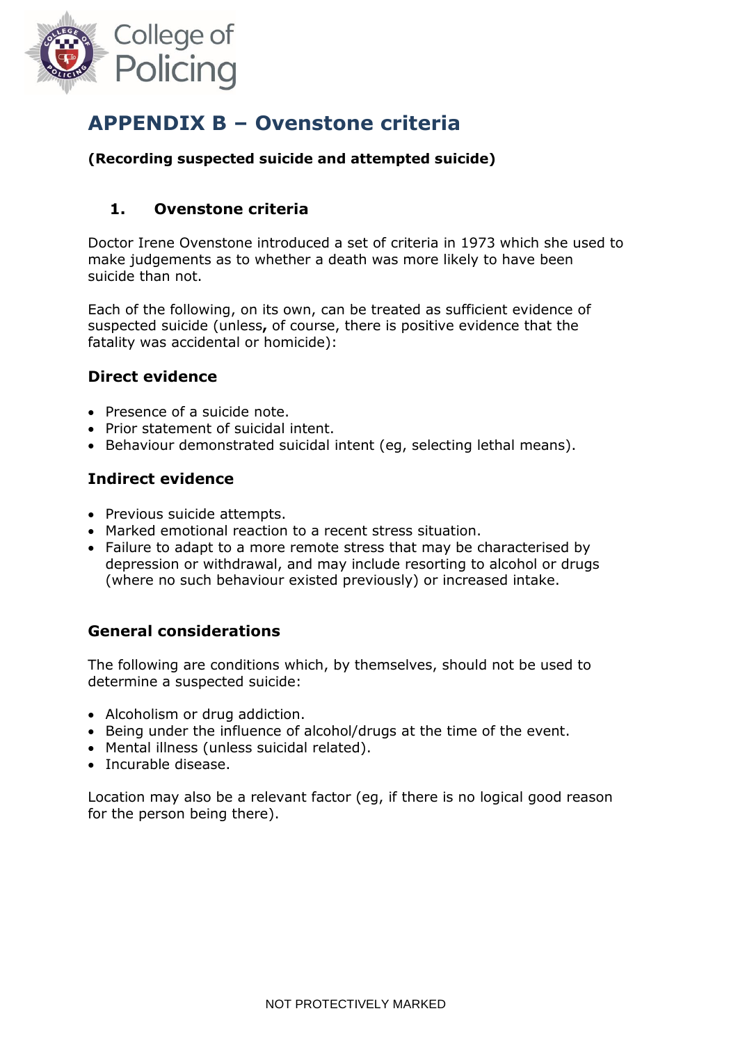# APPENDIX B – Ovenstone criteria

**(Recording suspected suicide and attempted suicide)**

## 1. Ovenstone criteria

Doctor Irene Ovenstone introduced a set of criteria in 1973 which she used to make judgements as to whether a death was more likely to have been suicide than not.

Each of the following, on its own, can be treated as sufficient evidence of suspected suicide (unless**,** of course, there is positive evidence that the fatality was accidental or homicide):

### Direct evidence

- Presence of a suicide note.
- Prior statement of suicidal intent.
- Behaviour demonstrated suicidal intent (eg, selecting lethal means).

### Indirect evidence

- Previous suicide attempts.
- Marked emotional reaction to a recent stress situation.
- Failure to adapt to a more remote stress that may be characterised by depression or withdrawal, and may include resorting to alcohol or drugs (where no such behaviour existed previously) or increased intake.

### General considerations

The following are conditions which, by themselves, should not be used to determine a suspected suicide:

- Alcoholism or drug addiction.
- Being under the influence of alcohol/drugs at the time of the event.
- Mental illness (unless suicidal related).
- Incurable disease.

Location may also be a relevant factor (eg, if there is no logical good reason for the person being there).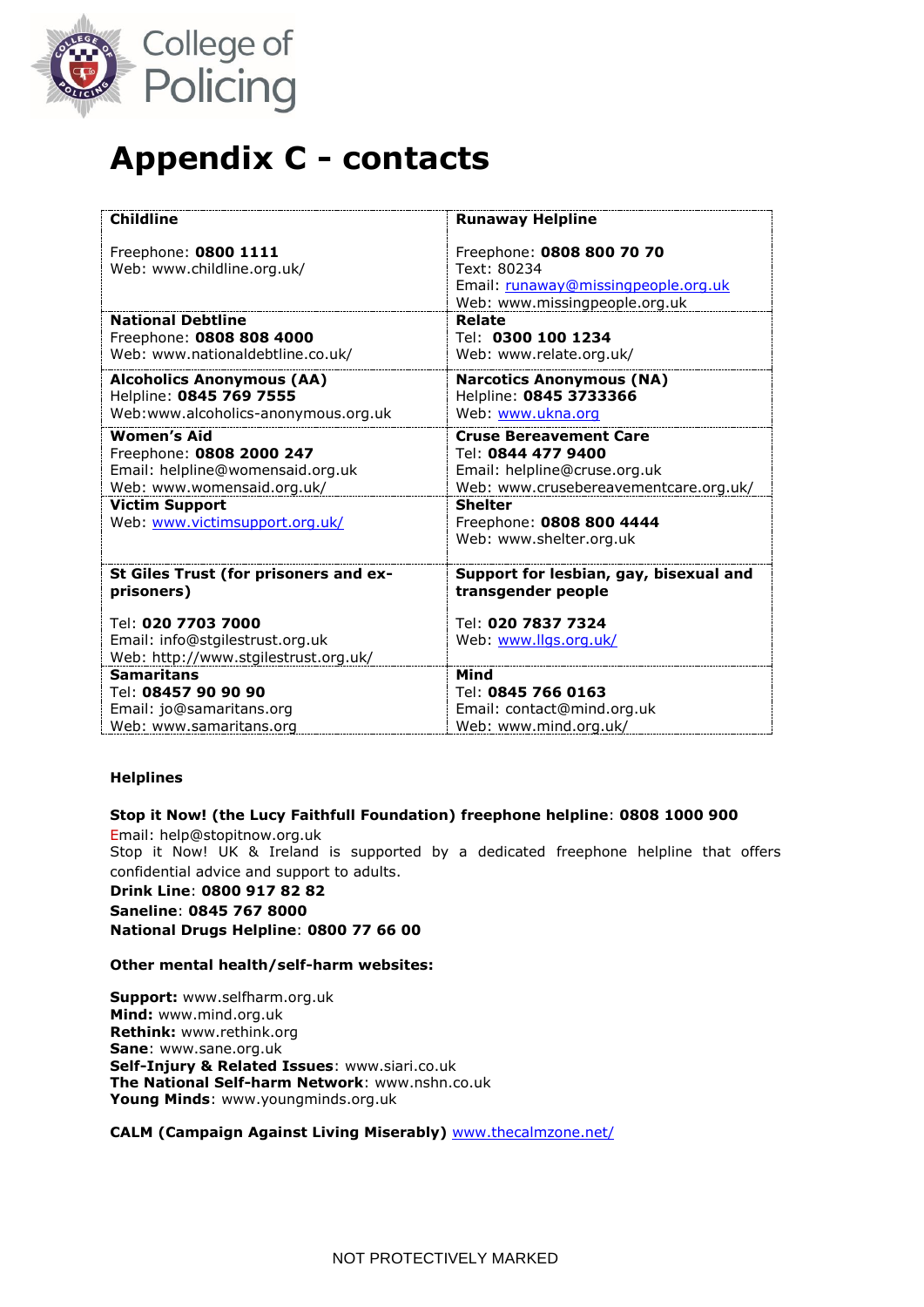# Appendix C - contacts

| | |
|---|---|
| **Childline**<br><br>Freephone: **0800 1111**<br>Web: www.childline.org.uk/ | **Runaway Helpline**<br><br>Freephone: **0808 800 70 70**<br>Text: 80234<br>Email: runaway@missingpeople.org.uk<br>Web: www.missingpeople.org.uk |
| **National Debtline**<br>Freephone: **0808 808 4000**<br>Web: www.nationaldebtline.co.uk/ | **Relate**<br>Tel: **0300 100 1234**<br>Web: www.relate.org.uk/ |
| **Alcoholics Anonymous (AA)**<br>Helpline: **0845 769 7555**<br>Web:www.alcoholics-anonymous.org.uk | **Narcotics Anonymous (NA)**<br>Helpline: **0845 3733366**<br>Web: www.ukna.org |
| **Women's Aid**<br>Freephone: **0808 2000 247**<br>Email: helpline@womensaid.org.uk<br>Web: www.womensaid.org.uk/ | **Cruse Bereavement Care**<br>Tel: **0844 477 9400**<br>Email: helpline@cruse.org.uk<br>Web: www.crusebereavementcare.org.uk/ |
| **Victim Support**<br>Web: www.victimsupport.org.uk/ | **Shelter**<br>Freephone: **0808 800 4444**<br>Web: www.shelter.org.uk |
| **St Giles Trust (for prisoners and ex-prisoners)**<br><br>Tel: **020 7703 7000**<br>Email: info@stgilestrust.org.uk<br>Web: http://www.stgilestrust.org.uk/ | **Support for lesbian, gay, bisexual and transgender people**<br><br>Tel: **020 7837 7324**<br>Web: www.llgs.org.uk/ |
| **Samaritans**<br>Tel: **08457 90 90 90**<br>Email: jo@samaritans.org<br>Web: www.samaritans.org | **Mind**<br>Tel: **0845 766 0163**<br>Email: contact@mind.org.uk<br>Web: www.mind.org.uk/ |

**Helplines**

**Stop it Now! (the Lucy Faithfull Foundation) freephone helpline**: **0808 1000 900**
Email: help@stopitnow.org.uk
Stop it Now! UK & Ireland is supported by a dedicated freephone helpline that offers confidential advice and support to adults.
**Drink Line**: **0800 917 82 82**
**Saneline**: **0845 767 8000**
**National Drugs Helpline**: **0800 77 66 00**

**Other mental health/self-harm websites:**

**Support:** www.selfharm.org.uk
**Mind:** www.mind.org.uk
**Rethink:** www.rethink.org
**Sane**: www.sane.org.uk
**Self-Injury & Related Issues**: www.siari.co.uk
**The National Self-harm Network**: www.nshn.co.uk
**Young Minds**: www.youngminds.org.uk

**CALM (Campaign Against Living Miserably)** www.thecalmzone.net/

NOT PROTECTIVELY MARKED